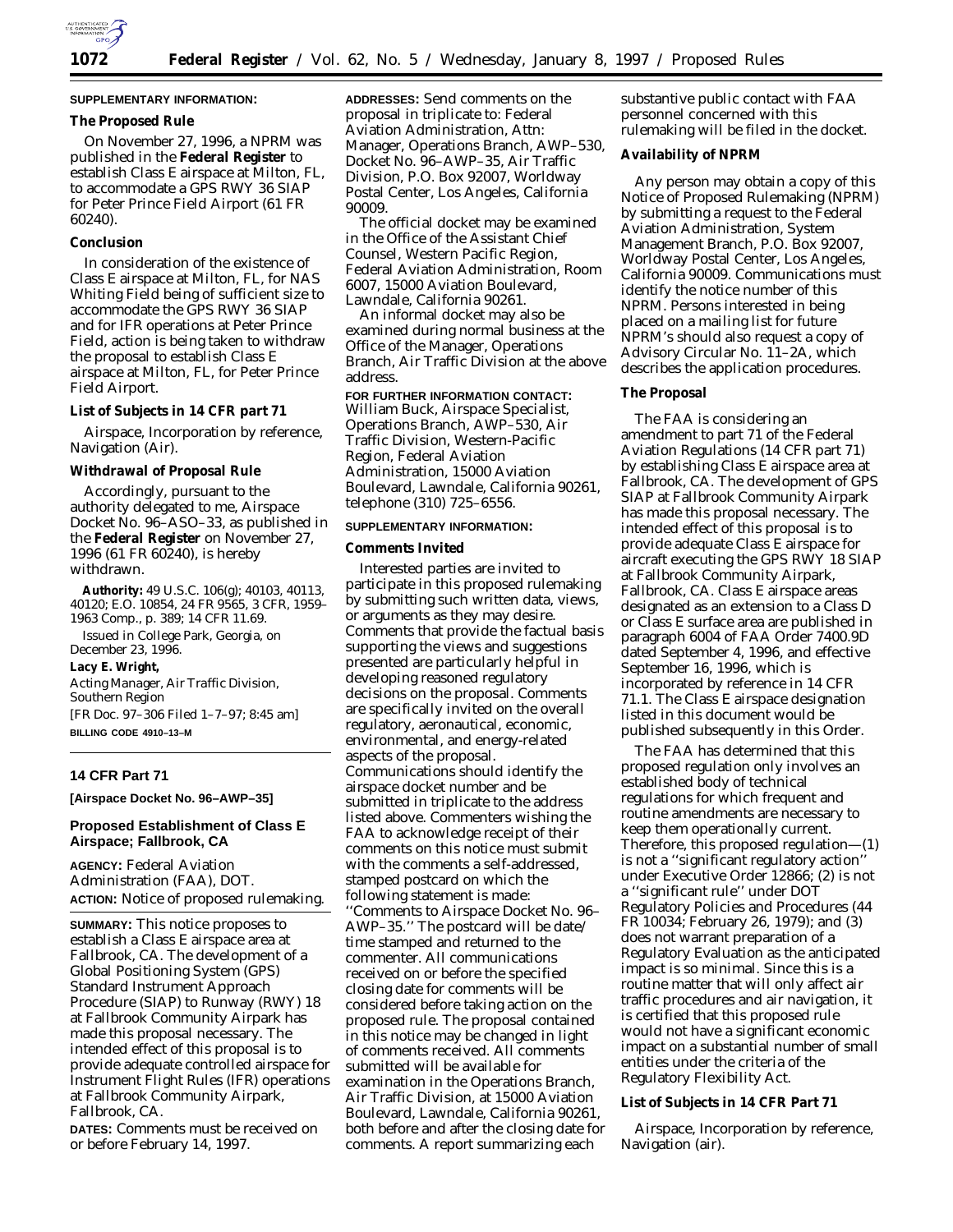**SUPPLEMENTARY INFORMATION:**

**The Proposed Rule**

On November 27, 1996, a NPRM was published in the **Federal Register** to establish Class E airspace at Milton, FL, to accommodate a GPS RWY 36 SIAP for Peter Prince Field Airport (61 FR 60240).

**Conclusion**

In consideration of the existence of Class E airspace at Milton, FL, for NAS Whiting Field being of sufficient size to accommodate the GPS RWY 36 SIAP and for IFR operations at Peter Prince Field, action is being taken to withdraw the proposal to establish Class E airspace at Milton, FL, for Peter Prince Field Airport.

**List of Subjects in 14 CFR part 71**

Airspace, Incorporation by reference, Navigation (Air).

**Withdrawal of Proposal Rule**

Accordingly, pursuant to the authority delegated to me, Airspace Docket No. 96–ASO–33, as published in the **Federal Register** on November 27, 1996 (61 FR 60240), is hereby withdrawn.

**Authority:** 49 U.S.C. 106(g); 40103, 40113, 40120; E.O. 10854, 24 FR 9565, 3 CFR, 1959–1963 Comp., p. 389; 14 CFR 11.69.

Issued in College Park, Georgia, on December 23, 1996.

**Lacy E. Wright,**

*Acting Manager, Air Traffic Division, Southern Region*

[FR Doc. 97–306 Filed 1–7–97; 8:45 am]

**BILLING CODE 4910–13–M**

---

**14 CFR Part 71**

**[Airspace Docket No. 96–AWP–35]**

## Proposed Establishment of Class E Airspace; Fallbrook, CA

**AGENCY:** Federal Aviation Administration (FAA), DOT.

**ACTION:** Notice of proposed rulemaking.

**SUMMARY:** This notice proposes to establish a Class E airspace area at Fallbrook, CA. The development of a Global Positioning System (GPS) Standard Instrument Approach Procedure (SIAP) to Runway (RWY) 18 at Fallbrook Community Airpark has made this proposal necessary. The intended effect of this proposal is to provide adequate controlled airspace for Instrument Flight Rules (IFR) operations at Fallbrook Community Airpark, Fallbrook, CA.

**DATES:** Comments must be received on or before February 14, 1997.

**ADDRESSES:** Send comments on the proposal in triplicate to: Federal Aviation Administration, Attn: Manager, Operations Branch, AWP–530, Docket No. 96–AWP–35, Air Traffic Division, P.O. Box 92007, Worldway Postal Center, Los Angeles, California 90009.

The official docket may be examined in the Office of the Assistant Chief Counsel, Western Pacific Region, Federal Aviation Administration, Room 6007, 15000 Aviation Boulevard, Lawndale, California 90261.

An informal docket may also be examined during normal business at the Office of the Manager, Operations Branch, Air Traffic Division at the above address.

**FOR FURTHER INFORMATION CONTACT:** William Buck, Airspace Specialist, Operations Branch, AWP–530, Air Traffic Division, Western-Pacific Region, Federal Aviation Administration, 15000 Aviation Boulevard, Lawndale, California 90261, telephone (310) 725–6556.

**SUPPLEMENTARY INFORMATION:**

**Comments Invited**

Interested parties are invited to participate in this proposed rulemaking by submitting such written data, views, or arguments as they may desire. Comments that provide the factual basis supporting the views and suggestions presented are particularly helpful in developing reasoned regulatory decisions on the proposal. Comments are specifically invited on the overall regulatory, aeronautical, economic, environmental, and energy-related aspects of the proposal. Communications should identify the airspace docket number and be submitted in triplicate to the address listed above. Commenters wishing the FAA to acknowledge receipt of their comments on this notice must submit with the comments a self-addressed, stamped postcard on which the following statement is made: ''Comments to Airspace Docket No. 96–AWP–35.'' The postcard will be date/time stamped and returned to the commenter. All communications received on or before the specified closing date for comments will be considered before taking action on the proposed rule. The proposal contained in this notice may be changed in light of comments received. All comments submitted will be available for examination in the Operations Branch, Air Traffic Division, at 15000 Aviation Boulevard, Lawndale, California 90261, both before and after the closing date for comments. A report summarizing each substantive public contact with FAA personnel concerned with this rulemaking will be filed in the docket.

**Availability of NPRM**

Any person may obtain a copy of this Notice of Proposed Rulemaking (NPRM) by submitting a request to the Federal Aviation Administration, System Management Branch, P.O. Box 92007, Worldway Postal Center, Los Angeles, California 90009. Communications must identify the notice number of this NPRM. Persons interested in being placed on a mailing list for future NPRM's should also request a copy of Advisory Circular No. 11–2A, which describes the application procedures.

**The Proposal**

The FAA is considering an amendment to part 71 of the Federal Aviation Regulations (14 CFR part 71) by establishing Class E airspace area at Fallbrook, CA. The development of GPS SIAP at Fallbrook Community Airpark has made this proposal necessary. The intended effect of this proposal is to provide adequate Class E airspace for aircraft executing the GPS RWY 18 SIAP at Fallbrook Community Airpark, Fallbrook, CA. Class E airspace areas designated as an extension to a Class D or Class E surface area are published in paragraph 6004 of FAA Order 7400.9D dated September 4, 1996, and effective September 16, 1996, which is incorporated by reference in 14 CFR 71.1. The Class E airspace designation listed in this document would be published subsequently in this Order.

The FAA has determined that this proposed regulation only involves an established body of technical regulations for which frequent and routine amendments are necessary to keep them operationally current. Therefore, this proposed regulation—(1) is not a ''significant regulatory action'' under Executive Order 12866; (2) is not a ''significant rule'' under DOT Regulatory Policies and Procedures (44 FR 10034; February 26, 1979); and (3) does not warrant preparation of a Regulatory Evaluation as the anticipated impact is so minimal. Since this is a routine matter that will only affect air traffic procedures and air navigation, it is certified that this proposed rule would not have a significant economic impact on a substantial number of small entities under the criteria of the Regulatory Flexibility Act.

**List of Subjects in 14 CFR Part 71**

Airspace, Incorporation by reference, Navigation (air).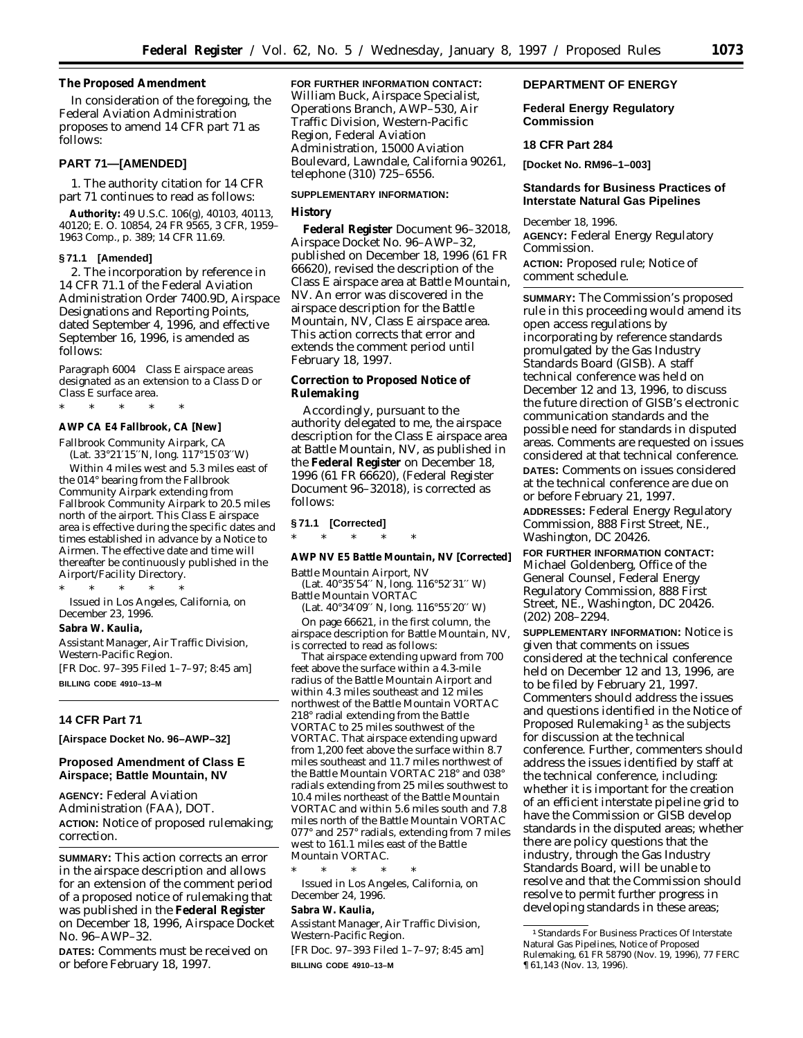**The Proposed Amendment**

In consideration of the foregoing, the Federal Aviation Administration proposes to amend 14 CFR part 71 as follows:

**PART 71—[AMENDED]**

1. The authority citation for 14 CFR part 71 continues to read as follows:

**Authority:** 49 U.S.C. 106(g), 40103, 40113, 40120; E. O. 10854, 24 FR 9565, 3 CFR, 1959–1963 Comp., p. 389; 14 CFR 11.69.

**§ 71.1 [Amended]**

2. The incorporation by reference in 14 CFR 71.1 of the Federal Aviation Administration Order 7400.9D, Airspace Designations and Reporting Points, dated September 4, 1996, and effective September 16, 1996, is amended as follows:

Paragraph 6004 Class E airspace areas designated as an extension to a Class D or Class E surface area.

\* \* \* \* \*

***AWP CA E4 Fallbrook, CA [New]***

Fallbrook Community Airpark, CA
(Lat. 33°21′15″N, long. 117°15′03″W)

Within 4 miles west and 5.3 miles east of the 014° bearing from the Fallbrook Community Airpark extending from Fallbrook Community Airpark to 20.5 miles north of the airport. This Class E airspace area is effective during the specific dates and times established in advance by a Notice to Airmen. The effective date and time will thereafter be continuously published in the Airport/Facility Directory.

\* \* \* \* \*

Issued in Los Angeles, California, on December 23, 1996.

**Sabra W. Kaulia,**

*Assistant Manager, Air Traffic Division, Western-Pacific Region.*

[FR Doc. 97–395 Filed 1–7–97; 8:45 am]

**BILLING CODE 4910–13–M**

---

**14 CFR Part 71**

**[Airspace Docket No. 96–AWP–32]**

**Proposed Amendment of Class E Airspace; Battle Mountain, NV**

**AGENCY:** Federal Aviation Administration (FAA), DOT.

**ACTION:** Notice of proposed rulemaking; correction.

**SUMMARY:** This action corrects an error in the airspace description and allows for an extension of the comment period of a proposed notice of rulemaking that was published in the **Federal Register** on December 18, 1996, Airspace Docket No. 96–AWP–32.

**DATES:** Comments must be received on or before February 18, 1997.

**FOR FURTHER INFORMATION CONTACT:** William Buck, Airspace Specialist, Operations Branch, AWP–530, Air Traffic Division, Western-Pacific Region, Federal Aviation Administration, 15000 Aviation Boulevard, Lawndale, California 90261, telephone (310) 725–6556.

**SUPPLEMENTARY INFORMATION:**

**History**

**Federal Register** Document 96–32018, Airspace Docket No. 96–AWP–32, published on December 18, 1996 (61 FR 66620), revised the description of the Class E airspace area at Battle Mountain, NV. An error was discovered in the airspace description for the Battle Mountain, NV, Class E airspace area. This action corrects that error and extends the comment period until February 18, 1997.

**Correction to Proposed Notice of Rulemaking**

Accordingly, pursuant to the authority delegated to me, the airspace description for the Class E airspace area at Battle Mountain, NV, as published in the **Federal Register** on December 18, 1996 (61 FR 66620), (Federal Register Document 96–32018), is corrected as follows:

**§ 71.1 [Corrected]**

\* \* \* \* \*

***AWP NV E5 Battle Mountain, NV [Corrected]***

Battle Mountain Airport, NV
(Lat. 40°35′54″ N, long. 116°52′31″ W)
Battle Mountain VORTAC
(Lat. 40°34′09″ N, long. 116°55′20″ W)

On page 66621, in the first column, the airspace description for Battle Mountain, NV, is corrected to read as follows:

That airspace extending upward from 700 feet above the surface within a 4.3-mile radius of the Battle Mountain Airport and within 4.3 miles southeast and 12 miles northwest of the Battle Mountain VORTAC 218° radial extending from the Battle VORTAC to 25 miles southwest of the VORTAC. That airspace extending upward from 1,200 feet above the surface within 8.7 miles southeast and 11.7 miles northwest of the Battle Mountain VORTAC 218° and 038° radials extending from 25 miles southwest to 10.4 miles northeast of the Battle Mountain VORTAC and within 5.6 miles south and 7.8 miles north of the Battle Mountain VORTAC 077° and 257° radials, extending from 7 miles west to 161.1 miles east of the Battle Mountain VORTAC.

\* \* \* \* \*

Issued in Los Angeles, California, on December 24, 1996.

**Sabra W. Kaulia,**

*Assistant Manager, Air Traffic Division, Western-Pacific Region.*

[FR Doc. 97–393 Filed 1–7–97; 8:45 am]

**BILLING CODE 4910–13–M**

---

**DEPARTMENT OF ENERGY**

**Federal Energy Regulatory Commission**

**18 CFR Part 284**

**[Docket No. RM96–1–003]**

**Standards for Business Practices of Interstate Natural Gas Pipelines**

December 18, 1996.

**AGENCY:** Federal Energy Regulatory Commission.

**ACTION:** Proposed rule; Notice of comment schedule.

**SUMMARY:** The Commission's proposed rule in this proceeding would amend its open access regulations by incorporating by reference standards promulgated by the Gas Industry Standards Board (GISB). A staff technical conference was held on December 12 and 13, 1996, to discuss the future direction of GISB's electronic communication standards and the possible need for standards in disputed areas. Comments are requested on issues considered at that technical conference.

**DATES:** Comments on issues considered at the technical conference are due on or before February 21, 1997.

**ADDRESSES:** Federal Energy Regulatory Commission, 888 First Street, NE., Washington, DC 20426.

**FOR FURTHER INFORMATION CONTACT:** Michael Goldenberg, Office of the General Counsel, Federal Energy Regulatory Commission, 888 First Street, NE., Washington, DC 20426. (202) 208–2294.

**SUPPLEMENTARY INFORMATION:** Notice is given that comments on issues considered at the technical conference held on December 12 and 13, 1996, are to be filed by February 21, 1997. Commenters should address the issues and questions identified in the Notice of Proposed Rulemaking [1] as the subjects for discussion at the technical conference. Further, commenters should address the issues identified by staff at the technical conference, including: whether it is important for the creation of an efficient interstate pipeline grid to have the Commission or GISB develop standards in the disputed areas; whether there are policy questions that the industry, through the Gas Industry Standards Board, will be unable to resolve and that the Commission should resolve to permit further progress in developing standards in these areas;

[1] Standards For Business Practices Of Interstate Natural Gas Pipelines, Notice of Proposed Rulemaking, 61 FR 58790 (Nov. 19, 1996), 77 FERC ¶ 61,143 (Nov. 13, 1996).